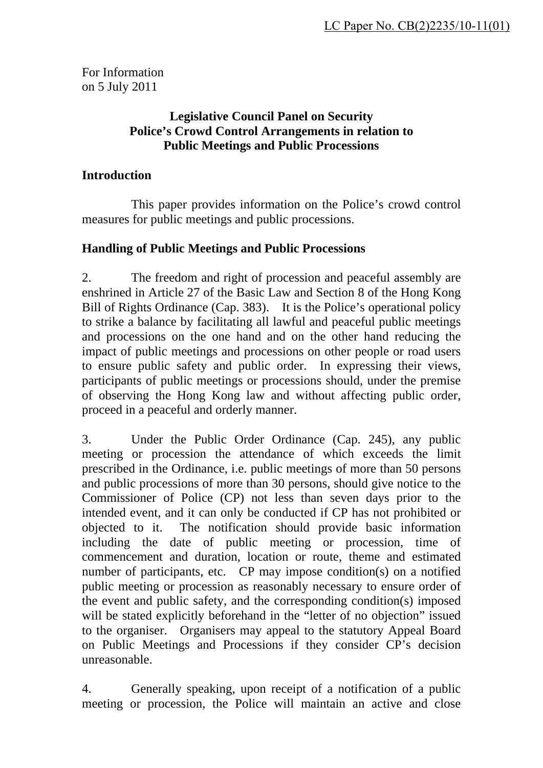LC Paper No. CB(2)2235/10-11(01)

For Information
on 5 July 2011

**Legislative Council Panel on Security**
**Police's Crowd Control Arrangements in relation to**
**Public Meetings and Public Processions**

## Introduction

This paper provides information on the Police's crowd control measures for public meetings and public processions.

## Handling of Public Meetings and Public Processions

2. The freedom and right of procession and peaceful assembly are enshrined in Article 27 of the Basic Law and Section 8 of the Hong Kong Bill of Rights Ordinance (Cap. 383). It is the Police's operational policy to strike a balance by facilitating all lawful and peaceful public meetings and processions on the one hand and on the other hand reducing the impact of public meetings and processions on other people or road users to ensure public safety and public order. In expressing their views, participants of public meetings or processions should, under the premise of observing the Hong Kong law and without affecting public order, proceed in a peaceful and orderly manner.

3. Under the Public Order Ordinance (Cap. 245), any public meeting or procession the attendance of which exceeds the limit prescribed in the Ordinance, i.e. public meetings of more than 50 persons and public processions of more than 30 persons, should give notice to the Commissioner of Police (CP) not less than seven days prior to the intended event, and it can only be conducted if CP has not prohibited or objected to it. The notification should provide basic information including the date of public meeting or procession, time of commencement and duration, location or route, theme and estimated number of participants, etc. CP may impose condition(s) on a notified public meeting or procession as reasonably necessary to ensure order of the event and public safety, and the corresponding condition(s) imposed will be stated explicitly beforehand in the "letter of no objection" issued to the organiser. Organisers may appeal to the statutory Appeal Board on Public Meetings and Processions if they consider CP's decision unreasonable.

4. Generally speaking, upon receipt of a notification of a public meeting or procession, the Police will maintain an active and close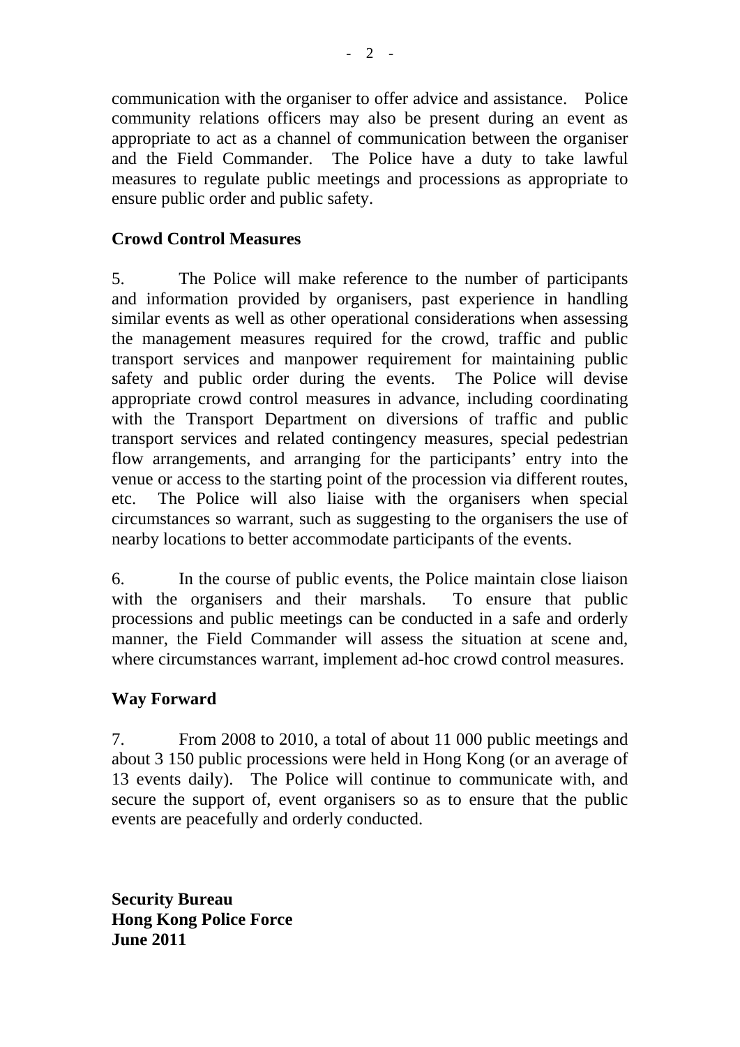communication with the organiser to offer advice and assistance. Police community relations officers may also be present during an event as appropriate to act as a channel of communication between the organiser and the Field Commander. The Police have a duty to take lawful measures to regulate public meetings and processions as appropriate to ensure public order and public safety.

**Crowd Control Measures**

5. The Police will make reference to the number of participants and information provided by organisers, past experience in handling similar events as well as other operational considerations when assessing the management measures required for the crowd, traffic and public transport services and manpower requirement for maintaining public safety and public order during the events. The Police will devise appropriate crowd control measures in advance, including coordinating with the Transport Department on diversions of traffic and public transport services and related contingency measures, special pedestrian flow arrangements, and arranging for the participants' entry into the venue or access to the starting point of the procession via different routes, etc. The Police will also liaise with the organisers when special circumstances so warrant, such as suggesting to the organisers the use of nearby locations to better accommodate participants of the events.

6. In the course of public events, the Police maintain close liaison with the organisers and their marshals. To ensure that public processions and public meetings can be conducted in a safe and orderly manner, the Field Commander will assess the situation at scene and, where circumstances warrant, implement ad-hoc crowd control measures.

**Way Forward**

7. From 2008 to 2010, a total of about 11 000 public meetings and about 3 150 public processions were held in Hong Kong (or an average of 13 events daily). The Police will continue to communicate with, and secure the support of, event organisers so as to ensure that the public events are peacefully and orderly conducted.

**Security Bureau**
**Hong Kong Police Force**
**June 2011**